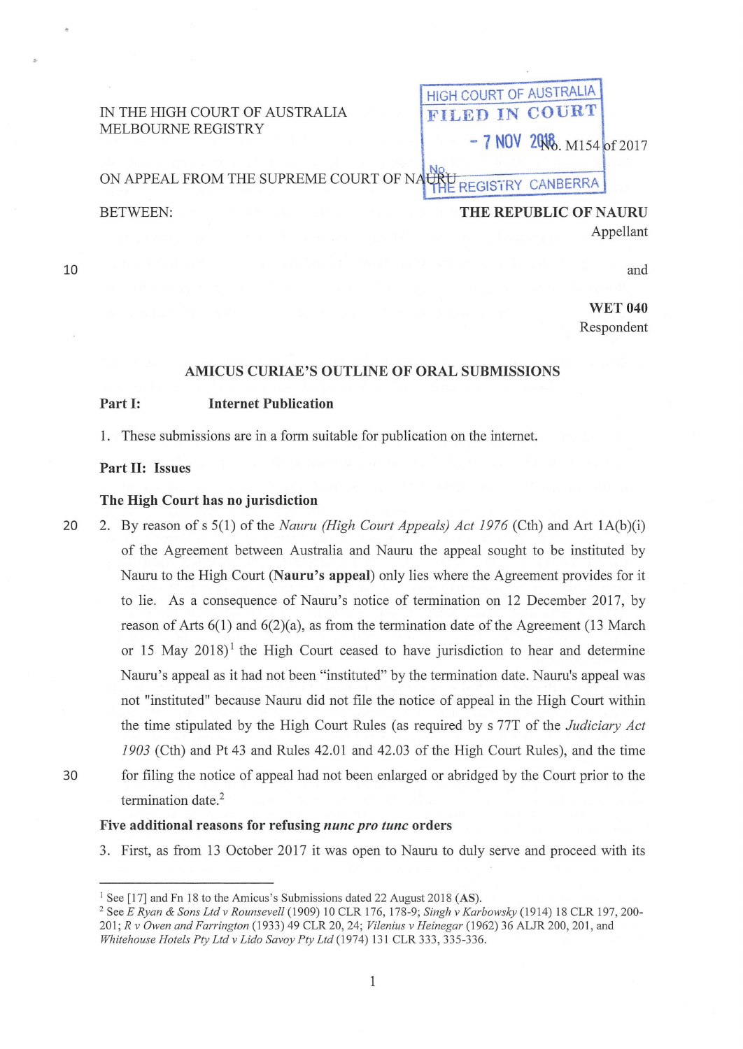IN THE HIGH COURT OF AUSTRALIA
MELBOURNE REGISTRY

HIGH COURT OF AUSTRALIA
FILED IN COURT
- 7 NOV 2018
THE REGISTRY CANBERRA

No. M154 of 2017

ON APPEAL FROM THE SUPREME COURT OF NAURU

BETWEEN:

**THE REPUBLIC OF NAURU**
Appellant

and

**WET 040**
Respondent

## AMICUS CURIAE'S OUTLINE OF ORAL SUBMISSIONS

**Part I: Internet Publication**

1. These submissions are in a form suitable for publication on the internet.

**Part II: Issues**

**The High Court has no jurisdiction**

2. By reason of s 5(1) of the *Nauru (High Court Appeals) Act 1976* (Cth) and Art 1A(b)(i) of the Agreement between Australia and Nauru the appeal sought to be instituted by Nauru to the High Court (**Nauru's appeal**) only lies where the Agreement provides for it to lie. As a consequence of Nauru's notice of termination on 12 December 2017, by reason of Arts 6(1) and 6(2)(a), as from the termination date of the Agreement (13 March or 15 May 2018)[1] the High Court ceased to have jurisdiction to hear and determine Nauru's appeal as it had not been "instituted" by the termination date. Nauru's appeal was not "instituted" because Nauru did not file the notice of appeal in the High Court within the time stipulated by the High Court Rules (as required by s 77T of the *Judiciary Act 1903* (Cth) and Pt 43 and Rules 42.01 and 42.03 of the High Court Rules), and the time for filing the notice of appeal had not been enlarged or abridged by the Court prior to the termination date.[2]

**Five additional reasons for refusing *nunc pro tunc* orders**

3. First, as from 13 October 2017 it was open to Nauru to duly serve and proceed with its

---

[1] See [17] and Fn 18 to the Amicus's Submissions dated 22 August 2018 (**AS**).

[2] See *E Ryan & Sons Ltd v Rounsevell* (1909) 10 CLR 176, 178-9; *Singh v Karbowsky* (1914) 18 CLR 197, 200-201; *R v Owen and Farrington* (1933) 49 CLR 20, 24; *Vilenius v Heinegar* (1962) 36 ALJR 200, 201, and *Whitehouse Hotels Pty Ltd v Lido Savoy Pty Ltd* (1974) 131 CLR 333, 335-336.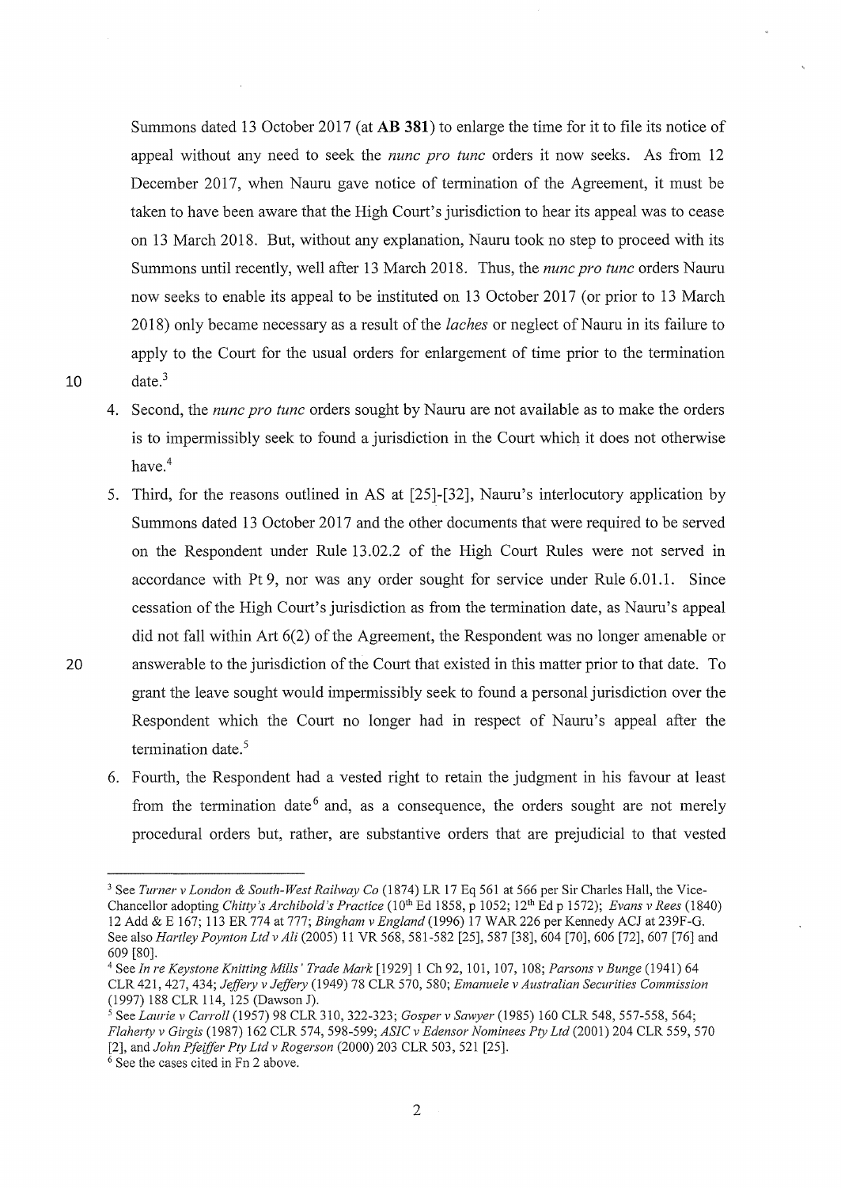Summons dated 13 October 2017 (at **AB 381**) to enlarge the time for it to file its notice of appeal without any need to seek the *nunc pro tunc* orders it now seeks. As from 12 December 2017, when Nauru gave notice of termination of the Agreement, it must be taken to have been aware that the High Court's jurisdiction to hear its appeal was to cease on 13 March 2018. But, without any explanation, Nauru took no step to proceed with its Summons until recently, well after 13 March 2018. Thus, the *nunc pro tunc* orders Nauru now seeks to enable its appeal to be instituted on 13 October 2017 (or prior to 13 March 2018) only became necessary as a result of the *laches* or neglect of Nauru in its failure to apply to the Court for the usual orders for enlargement of time prior to the termination date.[3]

4. Second, the *nunc pro tunc* orders sought by Nauru are not available as to make the orders is to impermissibly seek to found a jurisdiction in the Court which it does not otherwise have.[4]

5. Third, for the reasons outlined in AS at [25]-[32], Nauru's interlocutory application by Summons dated 13 October 2017 and the other documents that were required to be served on the Respondent under Rule 13.02.2 of the High Court Rules were not served in accordance with Pt 9, nor was any order sought for service under Rule 6.01.1. Since cessation of the High Court's jurisdiction as from the termination date, as Nauru's appeal did not fall within Art 6(2) of the Agreement, the Respondent was no longer amenable or answerable to the jurisdiction of the Court that existed in this matter prior to that date. To grant the leave sought would impermissibly seek to found a personal jurisdiction over the Respondent which the Court no longer had in respect of Nauru's appeal after the termination date.[5]

6. Fourth, the Respondent had a vested right to retain the judgment in his favour at least from the termination date[6] and, as a consequence, the orders sought are not merely procedural orders but, rather, are substantive orders that are prejudicial to that vested

---

[3] See *Turner v London & South-West Railway Co* (1874) LR 17 Eq 561 at 566 per Sir Charles Hall, the Vice-Chancellor adopting *Chitty's Archibold's Practice* (10th Ed 1858, p 1052; 12th Ed p 1572); *Evans v Rees* (1840) 12 Add & E 167; 113 ER 774 at 777; *Bingham v England* (1996) 17 WAR 226 per Kennedy ACJ at 239F-G. See also *Hartley Poynton Ltd v Ali* (2005) 11 VR 568, 581-582 [25], 587 [38], 604 [70], 606 [72], 607 [76] and 609 [80].

[4] See *In re Keystone Knitting Mills' Trade Mark* [1929] 1 Ch 92, 101, 107, 108; *Parsons v Bunge* (1941) 64 CLR 421, 427, 434; *Jeffery v Jeffery* (1949) 78 CLR 570, 580; *Emanuele v Australian Securities Commission* (1997) 188 CLR 114, 125 (Dawson J).

[5] See *Laurie v Carroll* (1957) 98 CLR 310, 322-323; *Gosper v Sawyer* (1985) 160 CLR 548, 557-558, 564; *Flaherty v Girgis* (1987) 162 CLR 574, 598-599; *ASIC v Edensor Nominees Pty Ltd* (2001) 204 CLR 559, 570 [2], and *John Pfeiffer Pty Ltd v Rogerson* (2000) 203 CLR 503, 521 [25].

[6] See the cases cited in Fn 2 above.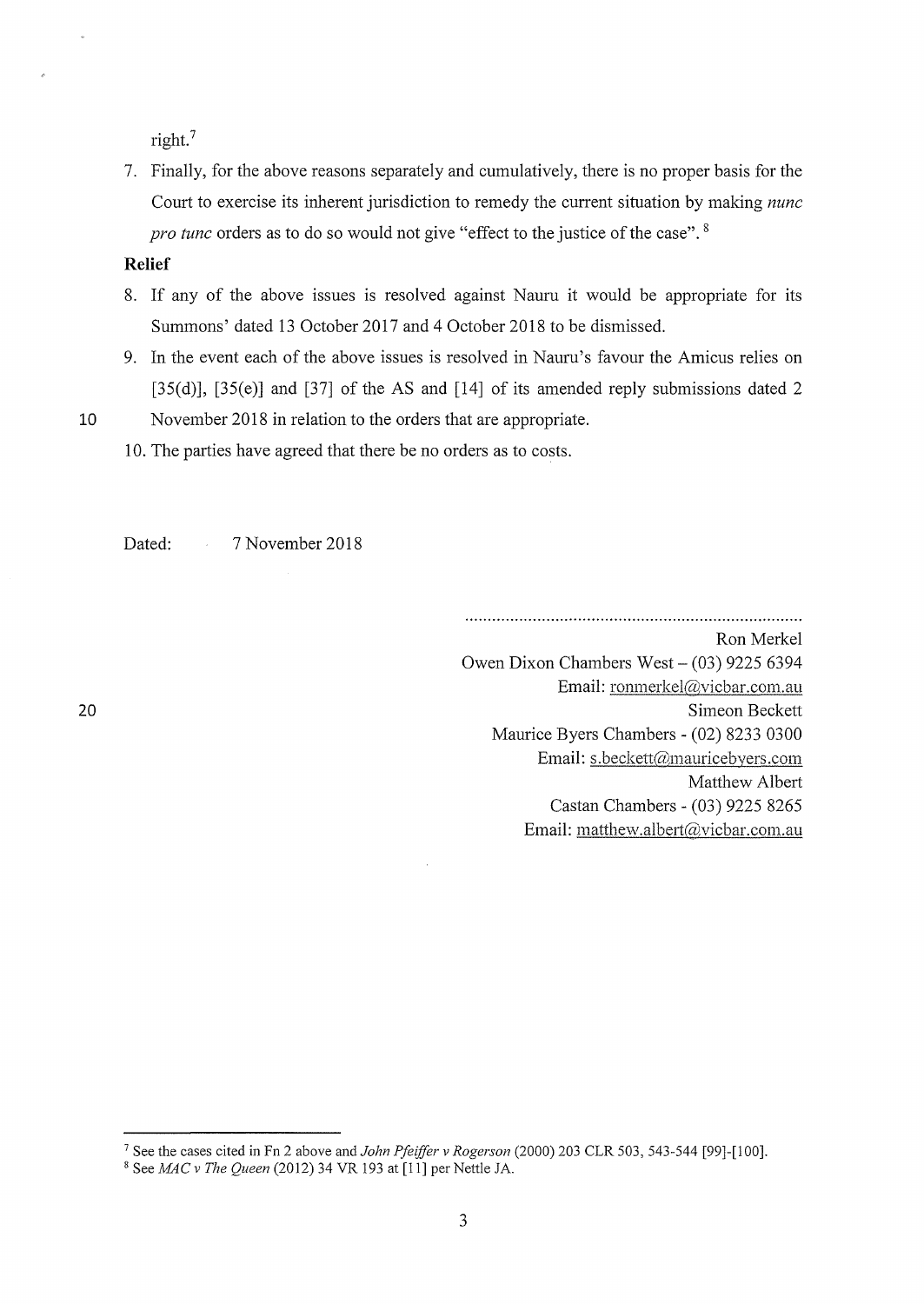right.[7]

7. Finally, for the above reasons separately and cumulatively, there is no proper basis for the Court to exercise its inherent jurisdiction to remedy the current situation by making *nunc pro tunc* orders as to do so would not give "effect to the justice of the case".[8]

**Relief**

8. If any of the above issues is resolved against Nauru it would be appropriate for its Summons' dated 13 October 2017 and 4 October 2018 to be dismissed.
9. In the event each of the above issues is resolved in Nauru's favour the Amicus relies on [35(d)], [35(e)] and [37] of the AS and [14] of its amended reply submissions dated 2 November 2018 in relation to the orders that are appropriate.
10. The parties have agreed that there be no orders as to costs.

Dated: 7 November 2018

..........................................................................

Ron Merkel
Owen Dixon Chambers West – (03) 9225 6394
Email: ronmerkel@vicbar.com.au
Simeon Beckett
Maurice Byers Chambers - (02) 8233 0300
Email: s.beckett@mauricebyers.com
Matthew Albert
Castan Chambers - (03) 9225 8265
Email: matthew.albert@vicbar.com.au

---

[7] See the cases cited in Fn 2 above and *John Pfeiffer v Rogerson* (2000) 203 CLR 503, 543-544 [99]-[100].

[8] See *MAC v The Queen* (2012) 34 VR 193 at [11] per Nettle JA.